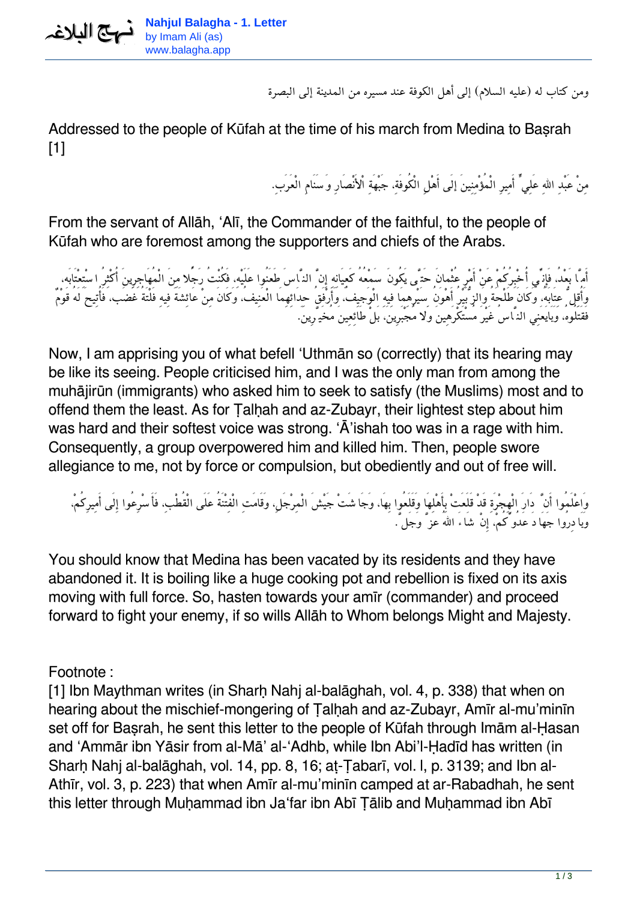ومن كتاب له (عليه السلام) إلى أهل الكوفة عند مسيره من المدينة إلى البصرة

Addressed to the people of Kūfah at the time of his march from Medina to Baṣrah [1]

مِنْ عَبْدِ اللهِ عَلِيٍّ أَمِيرِ الْمُؤْمِنِينَ إِلَى أَهْلِ الْكُوفَةِ، جَبْهَةِ الْأَنْصَارِ وَسَنَامِ الْعَرَبِ.

From the servant of Allāh, ‘Alī, the Commander of the faithful, to the people of Kūfah who are foremost among the supporters and chiefs of the Arabs.

أَمَّا بَعْدُ، فَإِنِّي أُخْبِرُكُمْ عَنْ أَمْرِ عُثْمانَ حَتَّى يَكُونَ سَمْعُهُ كَعِيَانِهِ إِنَّ النَّاسَ طَعَنُوا عَلَيْهِ، فَكُنْتُ رَجُلاً مِنَ الْمُهَاجِرِينَ أُكْثِرُ اسْتِعْتَابَهُ، وَأُقِلُّ عِتَابَهُ، وكَانَ طَلْحَةُ والزُّبَيرُ أَهْوَنُ سَيْرِهِمَا فِيهِ الْوَجِيفُ، وَأَرْفَقُ حِدَائِهِمَا الْعَنِيفُ، وكَانَ مِنْ عَائِشَةَ فِيهِ فَلْتَةُ غَضَب، فَأُتِيحَ لَهُ قَوْمٌ فَقَتَلُوهُ، وَبَايَعَنِي النَّاسُ غَيْرَ مُسْتَكْرَهِينَ وَلاَ مُجْبَرِينَ، بَلْ طَائِعِينَ مُخَيَّرِينَ.

Now, I am apprising you of what befell ‘Uthmān so (correctly) that its hearing may be like its seeing. People criticised him, and I was the only man from among the muhājirūn (immigrants) who asked him to seek to satisfy (the Muslims) most and to offend them the least. As for Ṭalḥah and az-Zubayr, their lightest step about him was hard and their softest voice was strong. ‘Ā’ishah too was in a rage with him. Consequently, a group overpowered him and killed him. Then, people swore allegiance to me, not by force or compulsion, but obediently and out of free will.

وَاعْلَمُوا أَنَّ دَارَ الْهِجْرَةِ قَدْ قَلَعَتْ بِأَهْلِهَا وَقَلَعُوا بِهَا، وَجَاشَتْ جَيْشَ الْمِرْجَلِ، وَقَامَتِ الْفِتْنَةُ عَلَى الْقُطْبِ، فَأَسْرِعُوا إِلَى أَمِيرِكُمْ، وَبَادِرُوا جِهَادَ عَدُوِّكُمْ، إِنْ شَاءَ اللهُ عَزَّ وَجَلَّ.

You should know that Medina has been vacated by its residents and they have abandoned it. It is boiling like a huge cooking pot and rebellion is fixed on its axis moving with full force. So, hasten towards your amīr (commander) and proceed forward to fight your enemy, if so wills Allāh to Whom belongs Might and Majesty.

Footnote :

[1] Ibn Maythman writes (in Sharḥ Nahj al-balāghah, vol. 4, p. 338) that when on hearing about the mischief-mongering of Ṭalḥah and az-Zubayr, Amīr al-mu’minīn set off for Baṣrah, he sent this letter to the people of Kūfah through Imām al-Ḥasan and ‘Ammār ibn Yāsir from al-Mā’ al-‘Adhb, while Ibn Abi’l-Ḥadīd has written (in Sharḥ Nahj al-balāghah, vol. 14, pp. 8, 16; aṭ-Ṭabarī, vol. I, p. 3139; and Ibn al-Athīr, vol. 3, p. 223) that when Amīr al-mu’minīn camped at ar-Rabadhah, he sent this letter through Muḥammad ibn Ja‘far ibn Abī Ṭālib and Muḥammad ibn Abī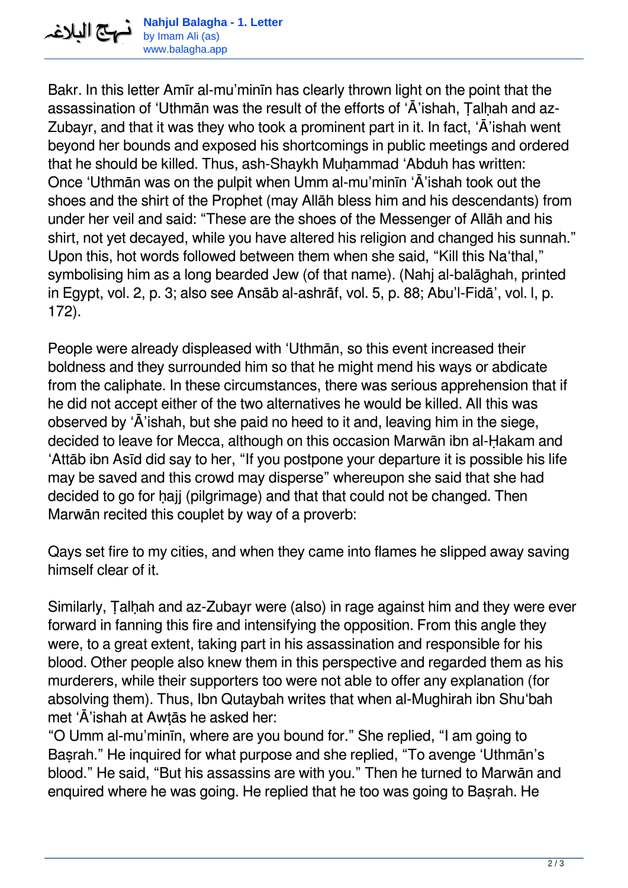Bakr. In this letter Amīr al-mu'minīn has clearly thrown light on the point that the assassination of 'Uthmān was the result of the efforts of 'Ā'ishah, Ṭalḥah and az-Zubayr, and that it was they who took a prominent part in it. In fact, 'Ā'ishah went beyond her bounds and exposed his shortcomings in public meetings and ordered that he should be killed. Thus, ash-Shaykh Muḥammad 'Abduh has written: Once 'Uthmān was on the pulpit when Umm al-mu'minīn 'Ā'ishah took out the shoes and the shirt of the Prophet (may Allāh bless him and his descendants) from under her veil and said: "These are the shoes of the Messenger of Allāh and his shirt, not yet decayed, while you have altered his religion and changed his sunnah." Upon this, hot words followed between them when she said, "Kill this Na'thal," symbolising him as a long bearded Jew (of that name). (Nahj al-balāghah, printed in Egypt, vol. 2, p. 3; also see Ansāb al-ashrāf, vol. 5, p. 88; Abu'l-Fidā', vol. I, p. 172).

People were already displeased with 'Uthmān, so this event increased their boldness and they surrounded him so that he might mend his ways or abdicate from the caliphate. In these circumstances, there was serious apprehension that if he did not accept either of the two alternatives he would be killed. All this was observed by 'Ā'ishah, but she paid no heed to it and, leaving him in the siege, decided to leave for Mecca, although on this occasion Marwān ibn al-Ḥakam and 'Attāb ibn Asīd did say to her, "If you postpone your departure it is possible his life may be saved and this crowd may disperse" whereupon she said that she had decided to go for ḥajj (pilgrimage) and that that could not be changed. Then Marwān recited this couplet by way of a proverb:

Qays set fire to my cities, and when they came into flames he slipped away saving himself clear of it.

Similarly, Ṭalḥah and az-Zubayr were (also) in rage against him and they were ever forward in fanning this fire and intensifying the opposition. From this angle they were, to a great extent, taking part in his assassination and responsible for his blood. Other people also knew them in this perspective and regarded them as his murderers, while their supporters too were not able to offer any explanation (for absolving them). Thus, Ibn Qutaybah writes that when al-Mughirah ibn Shu'bah met 'Ā'ishah at Awṭās he asked her:
"O Umm al-mu'minīn, where are you bound for." She replied, "I am going to Baṣrah." He inquired for what purpose and she replied, "To avenge 'Uthmān's blood." He said, "But his assassins are with you." Then he turned to Marwān and enquired where he was going. He replied that he too was going to Baṣrah. He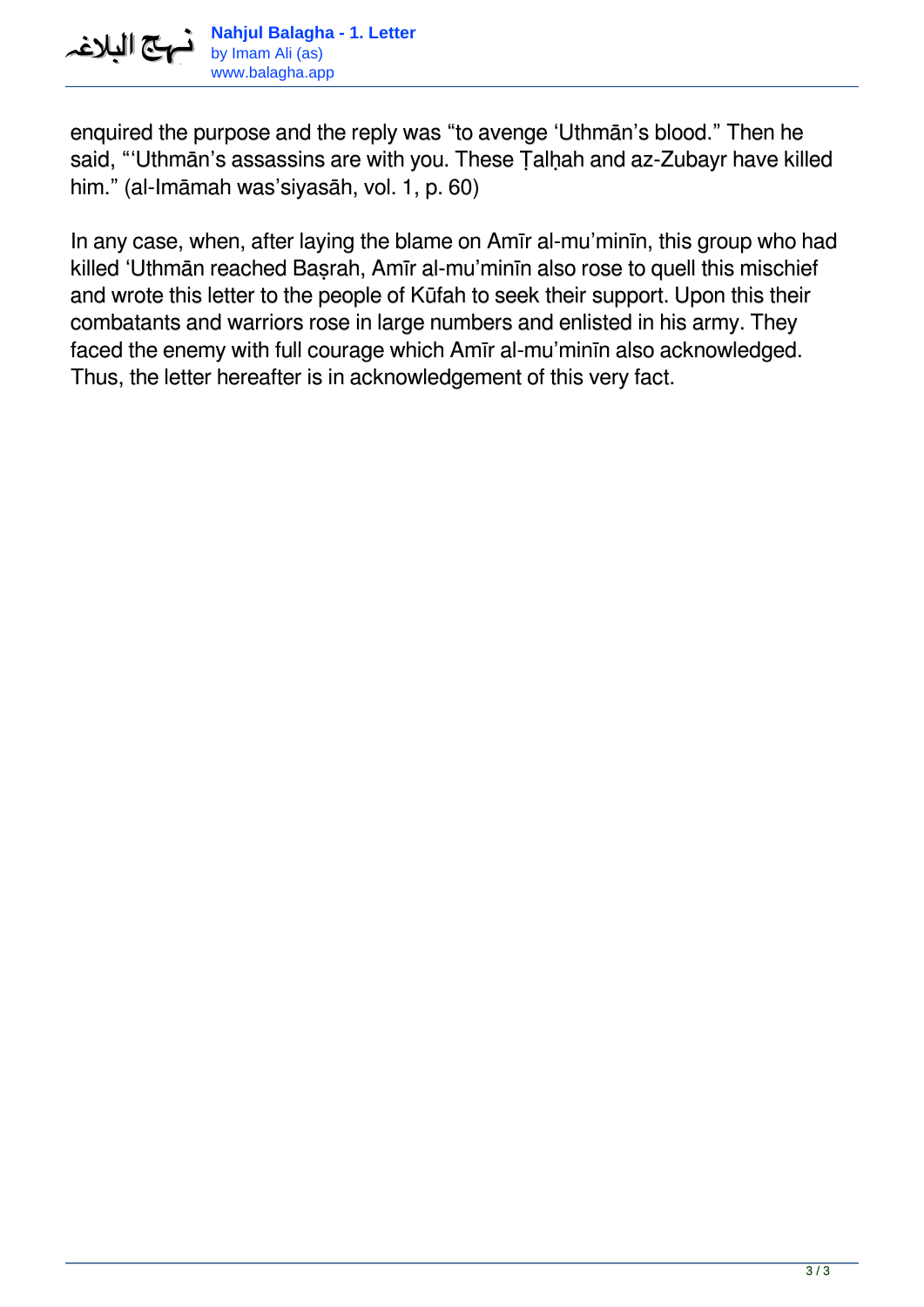enquired the purpose and the reply was “to avenge ‘Uthmān’s blood.” Then he said, “‘Uthmān’s assassins are with you. These Ṭalḥah and az-Zubayr have killed him.” (al-Imāmah was’siyasāh, vol. 1, p. 60)

In any case, when, after laying the blame on Amīr al-mu’minīn, this group who had killed ‘Uthmān reached Baṣrah, Amīr al-mu’minīn also rose to quell this mischief and wrote this letter to the people of Kūfah to seek their support. Upon this their combatants and warriors rose in large numbers and enlisted in his army. They faced the enemy with full courage which Amīr al-mu’minīn also acknowledged. Thus, the letter hereafter is in acknowledgement of this very fact.